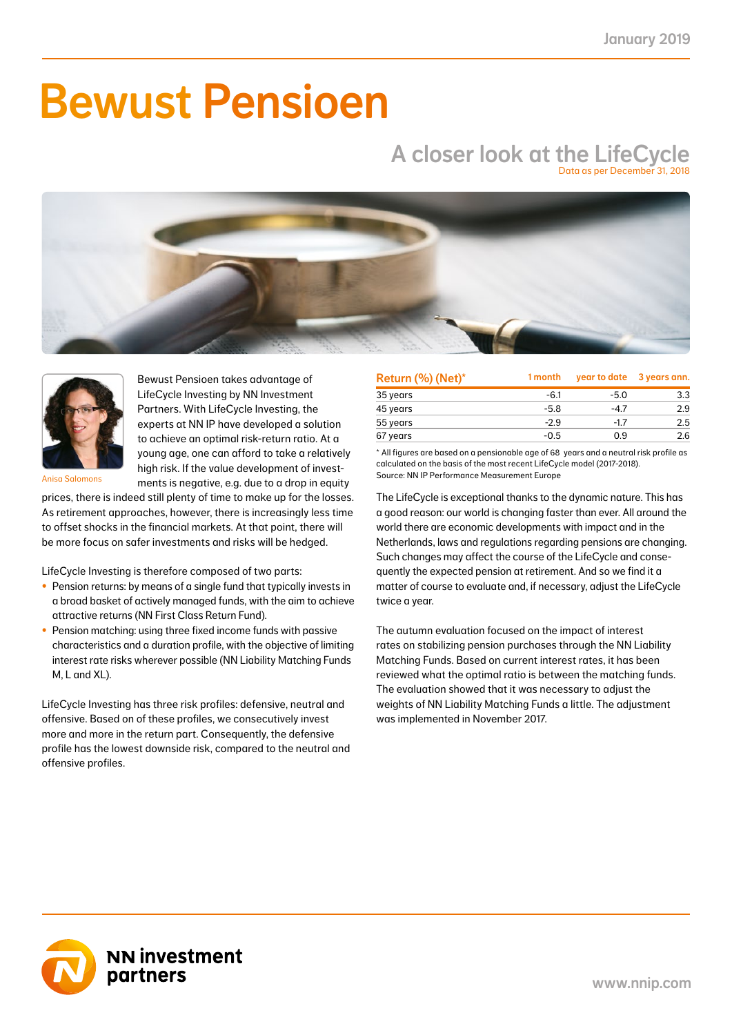January 2019

# Bewust Pensioen

## A closer look at the LifeCycle

Data as per December 31, 2018

Anisa Salomons

Bewust Pensioen takes advantage of LifeCycle Investing by NN Investment Partners. With LifeCycle Investing, the experts at NN IP have developed a solution to achieve an optimal risk-return ratio. At a young age, one can afford to take a relatively high risk. If the value development of investments is negative, e.g. due to a drop in equity prices, there is indeed still plenty of time to make up for the losses. As retirement approaches, however, there is increasingly less time to offset shocks in the financial markets. At that point, there will be more focus on safer investments and risks will be hedged.

LifeCycle Investing is therefore composed of two parts:

- Pension returns: by means of a single fund that typically invests in a broad basket of actively managed funds, with the aim to achieve attractive returns (NN First Class Return Fund).
- Pension matching: using three fixed income funds with passive characteristics and a duration profile, with the objective of limiting interest rate risks wherever possible (NN Liability Matching Funds M, L and XL).

LifeCycle Investing has three risk profiles: defensive, neutral and offensive. Based on of these profiles, we consecutively invest more and more in the return part. Consequently, the defensive profile has the lowest downside risk, compared to the neutral and offensive profiles.

| Return (%) (Net)* | 1 month | year to date | 3 years ann. |
|---|---|---|---|
| 35 years | -6.1 | -5.0 | 3.3 |
| 45 years | -5.8 | -4.7 | 2.9 |
| 55 years | -2.9 | -1.7 | 2.5 |
| 67 years | -0.5 | 0.9 | 2.6 |

* All figures are based on a pensionable age of 68 years and a neutral risk profile as calculated on the basis of the most recent LifeCycle model (2017-2018).
Source: NN IP Performance Measurement Europe

The LifeCycle is exceptional thanks to the dynamic nature. This has a good reason: our world is changing faster than ever. All around the world there are economic developments with impact and in the Netherlands, laws and regulations regarding pensions are changing. Such changes may affect the course of the LifeCycle and consequently the expected pension at retirement. And so we find it a matter of course to evaluate and, if necessary, adjust the LifeCycle twice a year.

The autumn evaluation focused on the impact of interest rates on stabilizing pension purchases through the NN Liability Matching Funds. Based on current interest rates, it has been reviewed what the optimal ratio is between the matching funds. The evaluation showed that it was necessary to adjust the weights of NN Liability Matching Funds a little. The adjustment was implemented in November 2017.

NN investment partners

www.nnip.com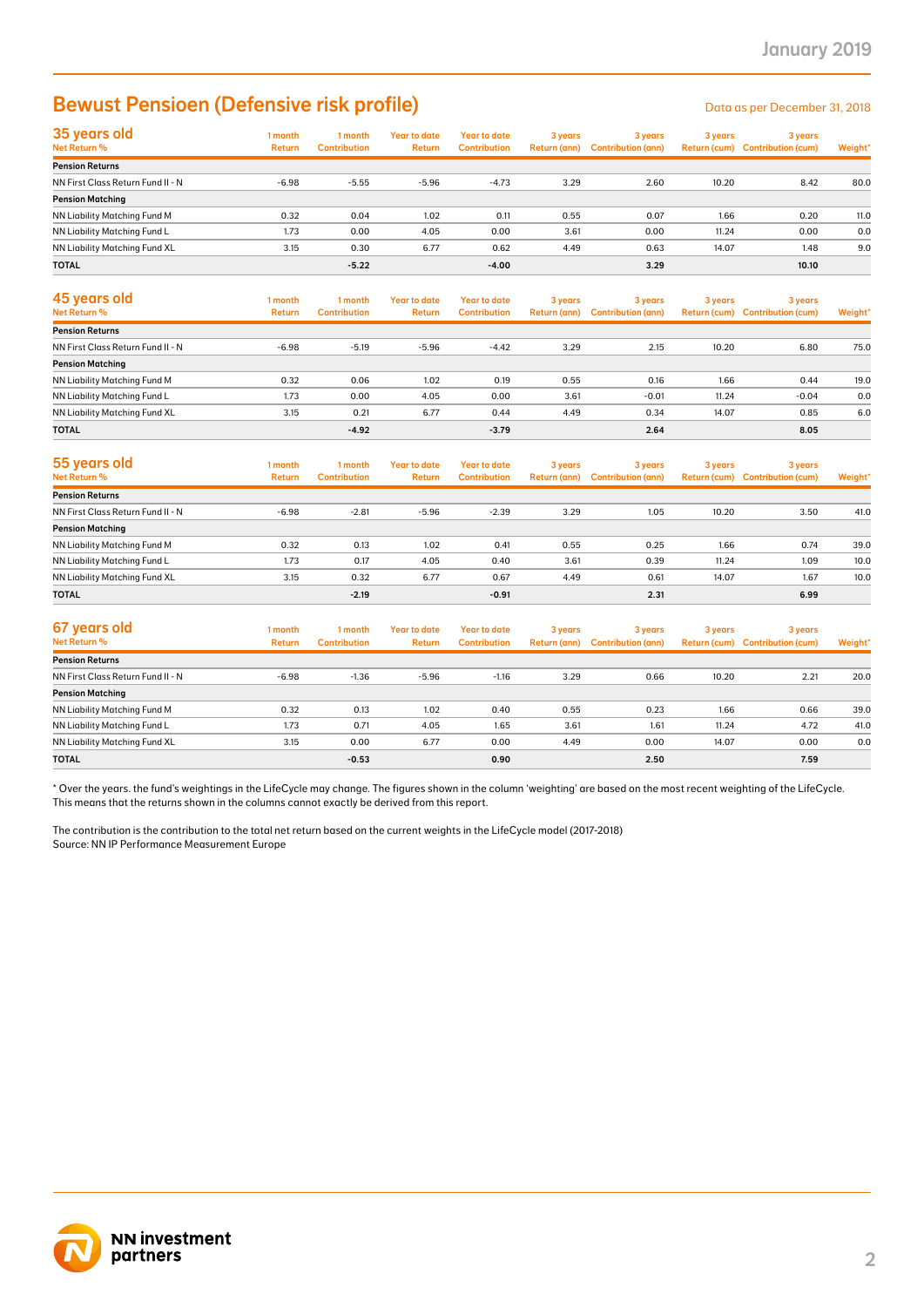# Bewust Pensioen (Defensive risk profile)

Data as per December 31, 2018

## 35 years old

| Net Return % | 1 month Return | 1 month Contribution | Year to date Return | Year to date Contribution | 3 years Return (ann) | 3 years Contribution (ann) | 3 years Return (cum) | 3 years Contribution (cum) | Weight* |
|---|---|---|---|---|---|---|---|---|---|
| **Pension Returns** | | | | | | | | | |
| NN First Class Return Fund II - N | -6.98 | -5.55 | -5.96 | -4.73 | 3.29 | 2.60 | 10.20 | 8.42 | 80.0 |
| **Pension Matching** | | | | | | | | | |
| NN Liability Matching Fund M | 0.32 | 0.04 | 1.02 | 0.11 | 0.55 | 0.07 | 1.66 | 0.20 | 11.0 |
| NN Liability Matching Fund L | 1.73 | 0.00 | 4.05 | 0.00 | 3.61 | 0.00 | 11.24 | 0.00 | 0.0 |
| NN Liability Matching Fund XL | 3.15 | 0.30 | 6.77 | 0.62 | 4.49 | 0.63 | 14.07 | 1.48 | 9.0 |
| **TOTAL** | | **-5.22** | | **-4.00** | | **3.29** | | **10.10** | |

## 45 years old

| Net Return % | 1 month Return | 1 month Contribution | Year to date Return | Year to date Contribution | 3 years Return (ann) | 3 years Contribution (ann) | 3 years Return (cum) | 3 years Contribution (cum) | Weight* |
|---|---|---|---|---|---|---|---|---|---|
| **Pension Returns** | | | | | | | | | |
| NN First Class Return Fund II - N | -6.98 | -5.19 | -5.96 | -4.42 | 3.29 | 2.15 | 10.20 | 6.80 | 75.0 |
| **Pension Matching** | | | | | | | | | |
| NN Liability Matching Fund M | 0.32 | 0.06 | 1.02 | 0.19 | 0.55 | 0.16 | 1.66 | 0.44 | 19.0 |
| NN Liability Matching Fund L | 1.73 | 0.00 | 4.05 | 0.00 | 3.61 | -0.01 | 11.24 | -0.04 | 0.0 |
| NN Liability Matching Fund XL | 3.15 | 0.21 | 6.77 | 0.44 | 4.49 | 0.34 | 14.07 | 0.85 | 6.0 |
| **TOTAL** | | **-4.92** | | **-3.79** | | **2.64** | | **8.05** | |

## 55 years old

| Net Return % | 1 month Return | 1 month Contribution | Year to date Return | Year to date Contribution | 3 years Return (ann) | 3 years Contribution (ann) | 3 years Return (cum) | 3 years Contribution (cum) | Weight* |
|---|---|---|---|---|---|---|---|---|---|
| **Pension Returns** | | | | | | | | | |
| NN First Class Return Fund II - N | -6.98 | -2.81 | -5.96 | -2.39 | 3.29 | 1.05 | 10.20 | 3.50 | 41.0 |
| **Pension Matching** | | | | | | | | | |
| NN Liability Matching Fund M | 0.32 | 0.13 | 1.02 | 0.41 | 0.55 | 0.25 | 1.66 | 0.74 | 39.0 |
| NN Liability Matching Fund L | 1.73 | 0.17 | 4.05 | 0.40 | 3.61 | 0.39 | 11.24 | 1.09 | 10.0 |
| NN Liability Matching Fund XL | 3.15 | 0.32 | 6.77 | 0.67 | 4.49 | 0.61 | 14.07 | 1.67 | 10.0 |
| **TOTAL** | | **-2.19** | | **-0.91** | | **2.31** | | **6.99** | |

## 67 years old

| Net Return % | 1 month Return | 1 month Contribution | Year to date Return | Year to date Contribution | 3 years Return (ann) | 3 years Contribution (ann) | 3 years Return (cum) | 3 years Contribution (cum) | Weight* |
|---|---|---|---|---|---|---|---|---|---|
| **Pension Returns** | | | | | | | | | |
| NN First Class Return Fund II - N | -6.98 | -1.36 | -5.96 | -1.16 | 3.29 | 0.66 | 10.20 | 2.21 | 20.0 |
| **Pension Matching** | | | | | | | | | |
| NN Liability Matching Fund M | 0.32 | 0.13 | 1.02 | 0.40 | 0.55 | 0.23 | 1.66 | 0.66 | 39.0 |
| NN Liability Matching Fund L | 1.73 | 0.71 | 4.05 | 1.65 | 3.61 | 1.61 | 11.24 | 4.72 | 41.0 |
| NN Liability Matching Fund XL | 3.15 | 0.00 | 6.77 | 0.00 | 4.49 | 0.00 | 14.07 | 0.00 | 0.0 |
| **TOTAL** | | **-0.53** | | **0.90** | | **2.50** | | **7.59** | |

* Over the years. the fund's weightings in the LifeCycle may change. The figures shown in the column 'weighting' are based on the most recent weighting of the LifeCycle. This means that the returns shown in the columns cannot exactly be derived from this report.

The contribution is the contribution to the total net return based on the current weights in the LifeCycle model (2017-2018)
Source: NN IP Performance Measurement Europe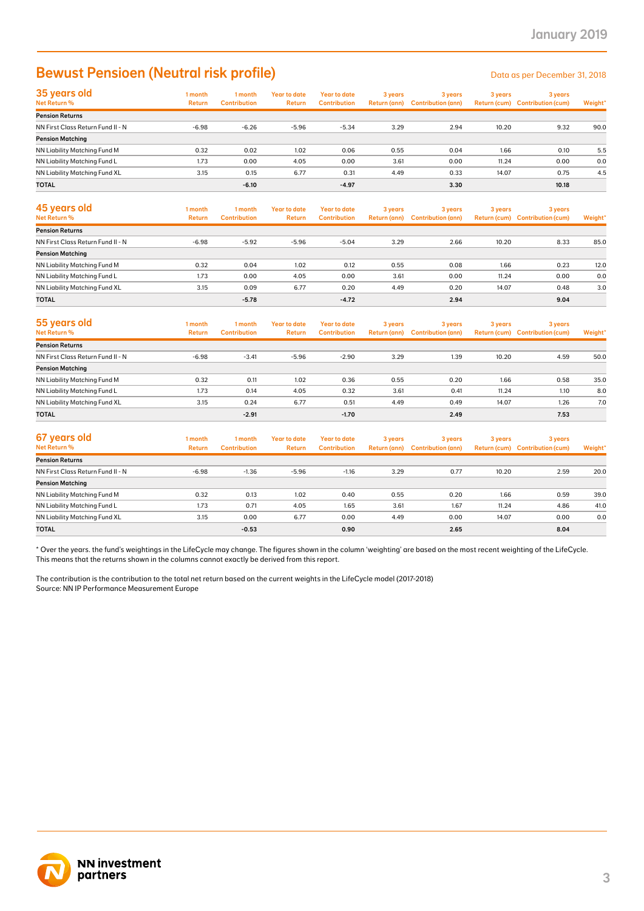# Bewust Pensioen (Neutral risk profile)

Data as per December 31, 2018

## 35 years old

| Net Return % | 1 month Return | 1 month Contribution | Year to date Return | Year to date Contribution | 3 years Return (ann) | 3 years Contribution (ann) | 3 years Return (cum) | 3 years Contribution (cum) | Weight* |
|---|---|---|---|---|---|---|---|---|---|
| **Pension Returns** | | | | | | | | | |
| NN First Class Return Fund II - N | -6.98 | -6.26 | -5.96 | -5.34 | 3.29 | 2.94 | 10.20 | 9.32 | 90.0 |
| **Pension Matching** | | | | | | | | | |
| NN Liability Matching Fund M | 0.32 | 0.02 | 1.02 | 0.06 | 0.55 | 0.04 | 1.66 | 0.10 | 5.5 |
| NN Liability Matching Fund L | 1.73 | 0.00 | 4.05 | 0.00 | 3.61 | 0.00 | 11.24 | 0.00 | 0.0 |
| NN Liability Matching Fund XL | 3.15 | 0.15 | 6.77 | 0.31 | 4.49 | 0.33 | 14.07 | 0.75 | 4.5 |
| **TOTAL** | | **-6.10** | | **-4.97** | | **3.30** | | **10.18** | |

## 45 years old

| Net Return % | 1 month Return | 1 month Contribution | Year to date Return | Year to date Contribution | 3 years Return (ann) | 3 years Contribution (ann) | 3 years Return (cum) | 3 years Contribution (cum) | Weight* |
|---|---|---|---|---|---|---|---|---|---|
| **Pension Returns** | | | | | | | | | |
| NN First Class Return Fund II - N | -6.98 | -5.92 | -5.96 | -5.04 | 3.29 | 2.66 | 10.20 | 8.33 | 85.0 |
| **Pension Matching** | | | | | | | | | |
| NN Liability Matching Fund M | 0.32 | 0.04 | 1.02 | 0.12 | 0.55 | 0.08 | 1.66 | 0.23 | 12.0 |
| NN Liability Matching Fund L | 1.73 | 0.00 | 4.05 | 0.00 | 3.61 | 0.00 | 11.24 | 0.00 | 0.0 |
| NN Liability Matching Fund XL | 3.15 | 0.09 | 6.77 | 0.20 | 4.49 | 0.20 | 14.07 | 0.48 | 3.0 |
| **TOTAL** | | **-5.78** | | **-4.72** | | **2.94** | | **9.04** | |

## 55 years old

| Net Return % | 1 month Return | 1 month Contribution | Year to date Return | Year to date Contribution | 3 years Return (ann) | 3 years Contribution (ann) | 3 years Return (cum) | 3 years Contribution (cum) | Weight* |
|---|---|---|---|---|---|---|---|---|---|
| **Pension Returns** | | | | | | | | | |
| NN First Class Return Fund II - N | -6.98 | -3.41 | -5.96 | -2.90 | 3.29 | 1.39 | 10.20 | 4.59 | 50.0 |
| **Pension Matching** | | | | | | | | | |
| NN Liability Matching Fund M | 0.32 | 0.11 | 1.02 | 0.36 | 0.55 | 0.20 | 1.66 | 0.58 | 35.0 |
| NN Liability Matching Fund L | 1.73 | 0.14 | 4.05 | 0.32 | 3.61 | 0.41 | 11.24 | 1.10 | 8.0 |
| NN Liability Matching Fund XL | 3.15 | 0.24 | 6.77 | 0.51 | 4.49 | 0.49 | 14.07 | 1.26 | 7.0 |
| **TOTAL** | | **-2.91** | | **-1.70** | | **2.49** | | **7.53** | |

## 67 years old

| Net Return % | 1 month Return | 1 month Contribution | Year to date Return | Year to date Contribution | 3 years Return (ann) | 3 years Contribution (ann) | 3 years Return (cum) | 3 years Contribution (cum) | Weight* |
|---|---|---|---|---|---|---|---|---|---|
| **Pension Returns** | | | | | | | | | |
| NN First Class Return Fund II - N | -6.98 | -1.36 | -5.96 | -1.16 | 3.29 | 0.77 | 10.20 | 2.59 | 20.0 |
| **Pension Matching** | | | | | | | | | |
| NN Liability Matching Fund M | 0.32 | 0.13 | 1.02 | 0.40 | 0.55 | 0.20 | 1.66 | 0.59 | 39.0 |
| NN Liability Matching Fund L | 1.73 | 0.71 | 4.05 | 1.65 | 3.61 | 1.67 | 11.24 | 4.86 | 41.0 |
| NN Liability Matching Fund XL | 3.15 | 0.00 | 6.77 | 0.00 | 4.49 | 0.00 | 14.07 | 0.00 | 0.0 |
| **TOTAL** | | **-0.53** | | **0.90** | | **2.65** | | **8.04** | |

* Over the years. the fund's weightings in the LifeCycle may change. The figures shown in the column 'weighting' are based on the most recent weighting of the LifeCycle. This means that the returns shown in the columns cannot exactly be derived from this report.

The contribution is the contribution to the total net return based on the current weights in the LifeCycle model (2017-2018)
Source: NN IP Performance Measurement Europe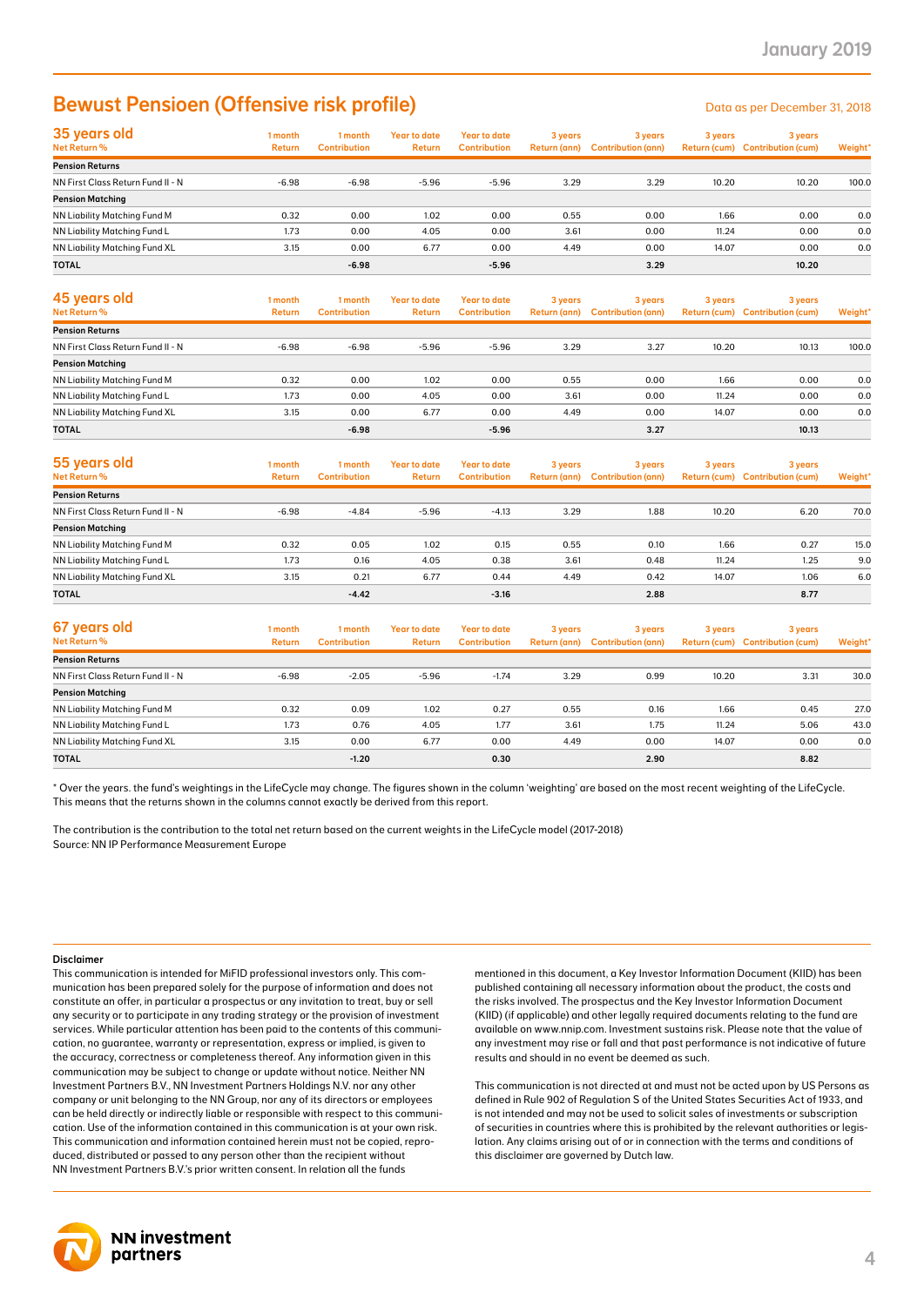# Bewust Pensioen (Offensive risk profile)

Data as per December 31, 2018

| 35 years old<br>Net Return % | 1 month Return | 1 month Contribution | Year to date Return | Year to date Contribution | 3 years Return (ann) | 3 years Contribution (ann) | 3 years Return (cum) | 3 years Contribution (cum) | Weight* |
|---|---|---|---|---|---|---|---|---|---|
| **Pension Returns** | | | | | | | | | |
| NN First Class Return Fund II - N | -6.98 | -6.98 | -5.96 | -5.96 | 3.29 | 3.29 | 10.20 | 10.20 | 100.0 |
| **Pension Matching** | | | | | | | | | |
| NN Liability Matching Fund M | 0.32 | 0.00 | 1.02 | 0.00 | 0.55 | 0.00 | 1.66 | 0.00 | 0.0 |
| NN Liability Matching Fund L | 1.73 | 0.00 | 4.05 | 0.00 | 3.61 | 0.00 | 11.24 | 0.00 | 0.0 |
| NN Liability Matching Fund XL | 3.15 | 0.00 | 6.77 | 0.00 | 4.49 | 0.00 | 14.07 | 0.00 | 0.0 |
| **TOTAL** | | **-6.98** | | **-5.96** | | **3.29** | | **10.20** | |

| 45 years old<br>Net Return % | 1 month Return | 1 month Contribution | Year to date Return | Year to date Contribution | 3 years Return (ann) | 3 years Contribution (ann) | 3 years Return (cum) | 3 years Contribution (cum) | Weight* |
|---|---|---|---|---|---|---|---|---|---|
| **Pension Returns** | | | | | | | | | |
| NN First Class Return Fund II - N | -6.98 | -6.98 | -5.96 | -5.96 | 3.29 | 3.27 | 10.20 | 10.13 | 100.0 |
| **Pension Matching** | | | | | | | | | |
| NN Liability Matching Fund M | 0.32 | 0.00 | 1.02 | 0.00 | 0.55 | 0.00 | 1.66 | 0.00 | 0.0 |
| NN Liability Matching Fund L | 1.73 | 0.00 | 4.05 | 0.00 | 3.61 | 0.00 | 11.24 | 0.00 | 0.0 |
| NN Liability Matching Fund XL | 3.15 | 0.00 | 6.77 | 0.00 | 4.49 | 0.00 | 14.07 | 0.00 | 0.0 |
| **TOTAL** | | **-6.98** | | **-5.96** | | **3.27** | | **10.13** | |

| 55 years old<br>Net Return % | 1 month Return | 1 month Contribution | Year to date Return | Year to date Contribution | 3 years Return (ann) | 3 years Contribution (ann) | 3 years Return (cum) | 3 years Contribution (cum) | Weight* |
|---|---|---|---|---|---|---|---|---|---|
| **Pension Returns** | | | | | | | | | |
| NN First Class Return Fund II - N | -6.98 | -4.84 | -5.96 | -4.13 | 3.29 | 1.88 | 10.20 | 6.20 | 70.0 |
| **Pension Matching** | | | | | | | | | |
| NN Liability Matching Fund M | 0.32 | 0.05 | 1.02 | 0.15 | 0.55 | 0.10 | 1.66 | 0.27 | 15.0 |
| NN Liability Matching Fund L | 1.73 | 0.16 | 4.05 | 0.38 | 3.61 | 0.48 | 11.24 | 1.25 | 9.0 |
| NN Liability Matching Fund XL | 3.15 | 0.21 | 6.77 | 0.44 | 4.49 | 0.42 | 14.07 | 1.06 | 6.0 |
| **TOTAL** | | **-4.42** | | **-3.16** | | **2.88** | | **8.77** | |

| 67 years old<br>Net Return % | 1 month Return | 1 month Contribution | Year to date Return | Year to date Contribution | 3 years Return (ann) | 3 years Contribution (ann) | 3 years Return (cum) | 3 years Contribution (cum) | Weight* |
|---|---|---|---|---|---|---|---|---|---|
| **Pension Returns** | | | | | | | | | |
| NN First Class Return Fund II - N | -6.98 | -2.05 | -5.96 | -1.74 | 3.29 | 0.99 | 10.20 | 3.31 | 30.0 |
| **Pension Matching** | | | | | | | | | |
| NN Liability Matching Fund M | 0.32 | 0.09 | 1.02 | 0.27 | 0.55 | 0.16 | 1.66 | 0.45 | 27.0 |
| NN Liability Matching Fund L | 1.73 | 0.76 | 4.05 | 1.77 | 3.61 | 1.75 | 11.24 | 5.06 | 43.0 |
| NN Liability Matching Fund XL | 3.15 | 0.00 | 6.77 | 0.00 | 4.49 | 0.00 | 14.07 | 0.00 | 0.0 |
| **TOTAL** | | **-1.20** | | **0.30** | | **2.90** | | **8.82** | |

\* Over the years. the fund's weightings in the LifeCycle may change. The figures shown in the column 'weighting' are based on the most recent weighting of the LifeCycle. This means that the returns shown in the columns cannot exactly be derived from this report.

The contribution is the contribution to the total net return based on the current weights in the LifeCycle model (2017-2018)
Source: NN IP Performance Measurement Europe

**Disclaimer**

This communication is intended for MiFID professional investors only. This communication has been prepared solely for the purpose of information and does not constitute an offer, in particular a prospectus or any invitation to treat, buy or sell any security or to participate in any trading strategy or the provision of investment services. While particular attention has been paid to the contents of this communication, no guarantee, warranty or representation, express or implied, is given to the accuracy, correctness or completeness thereof. Any information given in this communication may be subject to change or update without notice. Neither NN Investment Partners B.V., NN Investment Partners Holdings N.V. nor any other company or unit belonging to the NN Group, nor any of its directors or employees can be held directly or indirectly liable or responsible with respect to this communication. Use of the information contained in this communication is at your own risk. This communication and information contained herein must not be copied, reproduced, distributed or passed to any person other than the recipient without NN Investment Partners B.V.'s prior written consent. In relation all the funds mentioned in this document, a Key Investor Information Document (KIID) has been published containing all necessary information about the product, the costs and the risks involved. The prospectus and the Key Investor Information Document (KIID) (if applicable) and other legally required documents relating to the fund are available on www.nnip.com. Investment sustains risk. Please note that the value of any investment may rise or fall and that past performance is not indicative of future results and should in no event be deemed as such.

This communication is not directed at and must not be acted upon by US Persons as defined in Rule 902 of Regulation S of the United States Securities Act of 1933, and is not intended and may not be used to solicit sales of investments or subscription of securities in countries where this is prohibited by the relevant authorities or legislation. Any claims arising out of or in connection with the terms and conditions of this disclaimer are governed by Dutch law.